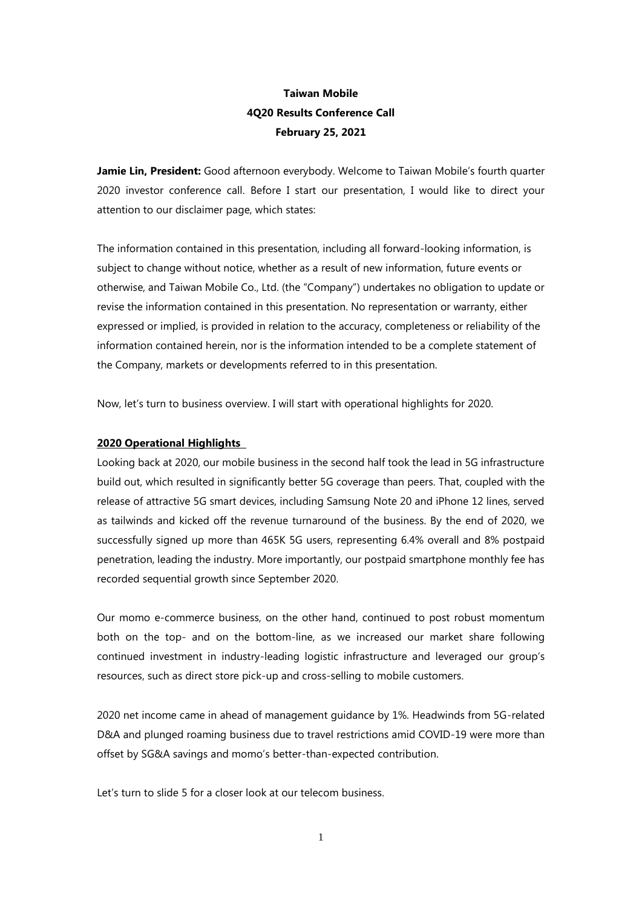# Taiwan Mobile
## 4Q20 Results Conference Call
### February 25, 2021

**Jamie Lin, President:** Good afternoon everybody. Welcome to Taiwan Mobile's fourth quarter 2020 investor conference call. Before I start our presentation, I would like to direct your attention to our disclaimer page, which states:

The information contained in this presentation, including all forward-looking information, is subject to change without notice, whether as a result of new information, future events or otherwise, and Taiwan Mobile Co., Ltd. (the "Company") undertakes no obligation to update or revise the information contained in this presentation. No representation or warranty, either expressed or implied, is provided in relation to the accuracy, completeness or reliability of the information contained herein, nor is the information intended to be a complete statement of the Company, markets or developments referred to in this presentation.

Now, let's turn to business overview. I will start with operational highlights for 2020.

**2020 Operational Highlights**

Looking back at 2020, our mobile business in the second half took the lead in 5G infrastructure build out, which resulted in significantly better 5G coverage than peers. That, coupled with the release of attractive 5G smart devices, including Samsung Note 20 and iPhone 12 lines, served as tailwinds and kicked off the revenue turnaround of the business. By the end of 2020, we successfully signed up more than 465K 5G users, representing 6.4% overall and 8% postpaid penetration, leading the industry. More importantly, our postpaid smartphone monthly fee has recorded sequential growth since September 2020.

Our momo e-commerce business, on the other hand, continued to post robust momentum both on the top- and on the bottom-line, as we increased our market share following continued investment in industry-leading logistic infrastructure and leveraged our group's resources, such as direct store pick-up and cross-selling to mobile customers.

2020 net income came in ahead of management guidance by 1%. Headwinds from 5G-related D&A and plunged roaming business due to travel restrictions amid COVID-19 were more than offset by SG&A savings and momo's better-than-expected contribution.

Let's turn to slide 5 for a closer look at our telecom business.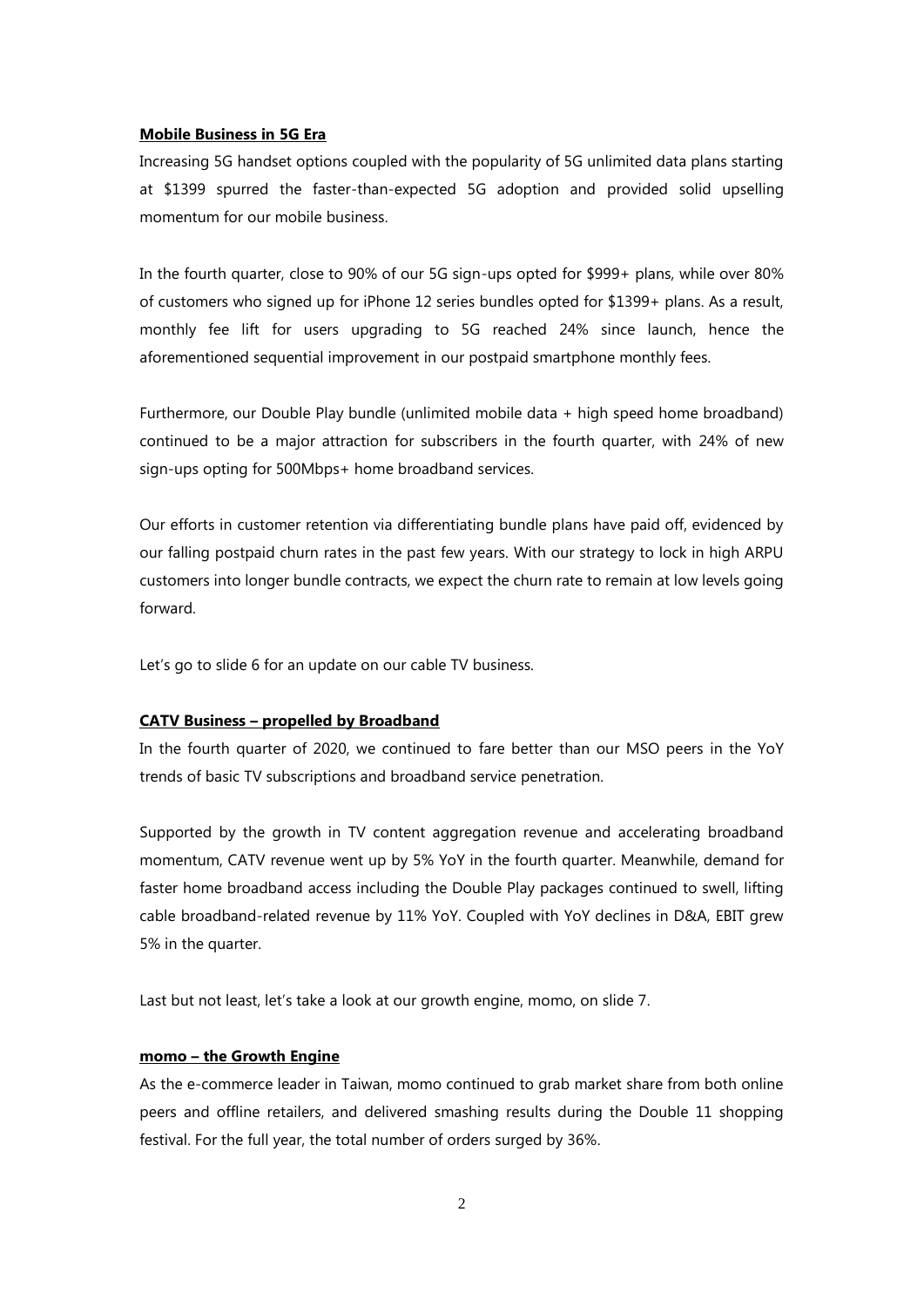**Mobile Business in 5G Era**

Increasing 5G handset options coupled with the popularity of 5G unlimited data plans starting at $1399 spurred the faster-than-expected 5G adoption and provided solid upselling momentum for our mobile business.

In the fourth quarter, close to 90% of our 5G sign-ups opted for $999+ plans, while over 80% of customers who signed up for iPhone 12 series bundles opted for $1399+ plans. As a result, monthly fee lift for users upgrading to 5G reached 24% since launch, hence the aforementioned sequential improvement in our postpaid smartphone monthly fees.

Furthermore, our Double Play bundle (unlimited mobile data + high speed home broadband) continued to be a major attraction for subscribers in the fourth quarter, with 24% of new sign-ups opting for 500Mbps+ home broadband services.

Our efforts in customer retention via differentiating bundle plans have paid off, evidenced by our falling postpaid churn rates in the past few years. With our strategy to lock in high ARPU customers into longer bundle contracts, we expect the churn rate to remain at low levels going forward.

Let's go to slide 6 for an update on our cable TV business.

**CATV Business – propelled by Broadband**

In the fourth quarter of 2020, we continued to fare better than our MSO peers in the YoY trends of basic TV subscriptions and broadband service penetration.

Supported by the growth in TV content aggregation revenue and accelerating broadband momentum, CATV revenue went up by 5% YoY in the fourth quarter. Meanwhile, demand for faster home broadband access including the Double Play packages continued to swell, lifting cable broadband-related revenue by 11% YoY. Coupled with YoY declines in D&A, EBIT grew 5% in the quarter.

Last but not least, let's take a look at our growth engine, momo, on slide 7.

**momo – the Growth Engine**

As the e-commerce leader in Taiwan, momo continued to grab market share from both online peers and offline retailers, and delivered smashing results during the Double 11 shopping festival. For the full year, the total number of orders surged by 36%.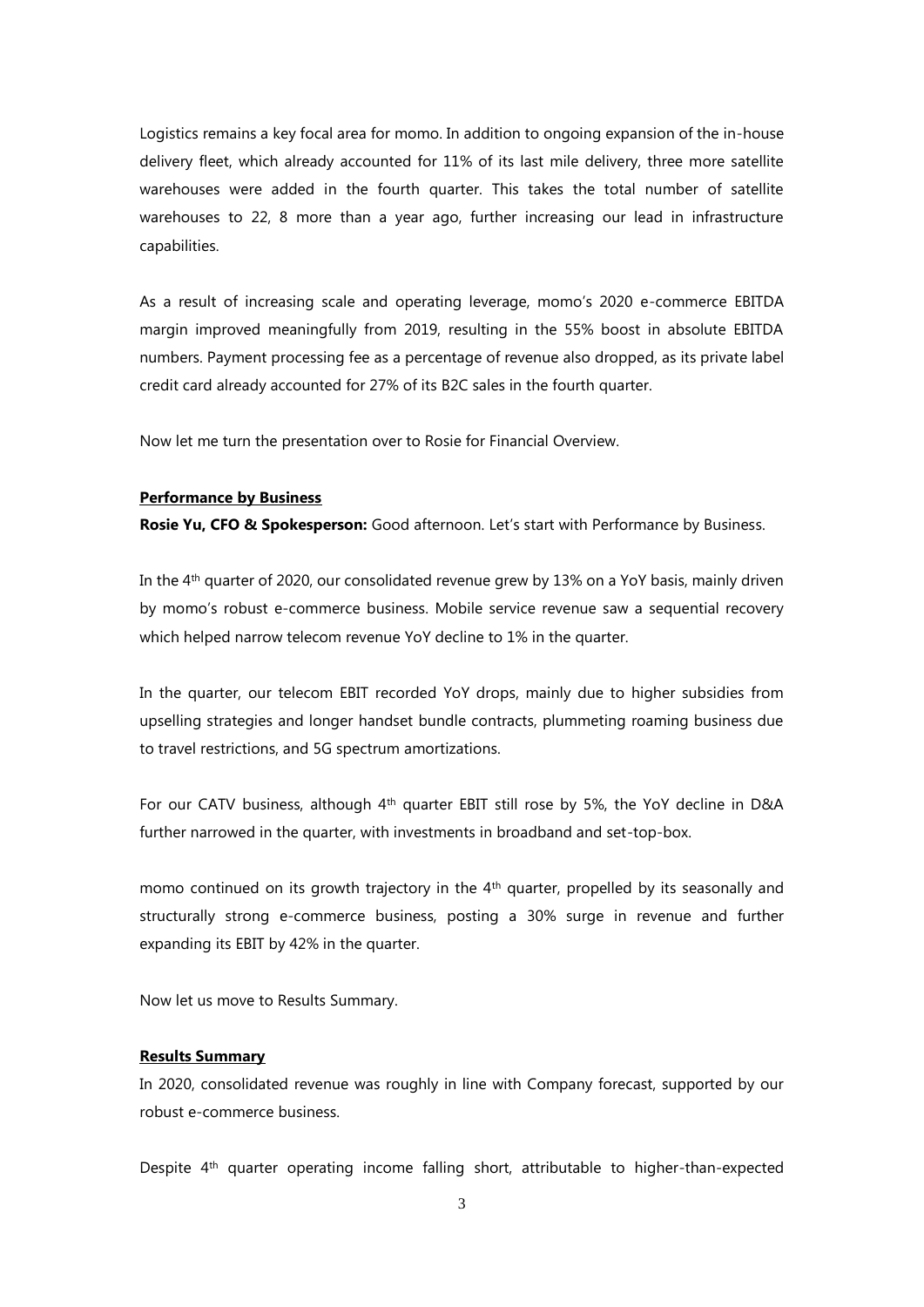Logistics remains a key focal area for momo. In addition to ongoing expansion of the in-house delivery fleet, which already accounted for 11% of its last mile delivery, three more satellite warehouses were added in the fourth quarter. This takes the total number of satellite warehouses to 22, 8 more than a year ago, further increasing our lead in infrastructure capabilities.

As a result of increasing scale and operating leverage, momo's 2020 e-commerce EBITDA margin improved meaningfully from 2019, resulting in the 55% boost in absolute EBITDA numbers. Payment processing fee as a percentage of revenue also dropped, as its private label credit card already accounted for 27% of its B2C sales in the fourth quarter.

Now let me turn the presentation over to Rosie for Financial Overview.

## Performance by Business

**Rosie Yu, CFO & Spokesperson:** Good afternoon. Let's start with Performance by Business.

In the 4th quarter of 2020, our consolidated revenue grew by 13% on a YoY basis, mainly driven by momo's robust e-commerce business. Mobile service revenue saw a sequential recovery which helped narrow telecom revenue YoY decline to 1% in the quarter.

In the quarter, our telecom EBIT recorded YoY drops, mainly due to higher subsidies from upselling strategies and longer handset bundle contracts, plummeting roaming business due to travel restrictions, and 5G spectrum amortizations.

For our CATV business, although 4th quarter EBIT still rose by 5%, the YoY decline in D&A further narrowed in the quarter, with investments in broadband and set-top-box.

momo continued on its growth trajectory in the 4th quarter, propelled by its seasonally and structurally strong e-commerce business, posting a 30% surge in revenue and further expanding its EBIT by 42% in the quarter.

Now let us move to Results Summary.

## Results Summary

In 2020, consolidated revenue was roughly in line with Company forecast, supported by our robust e-commerce business.

Despite 4th quarter operating income falling short, attributable to higher-than-expected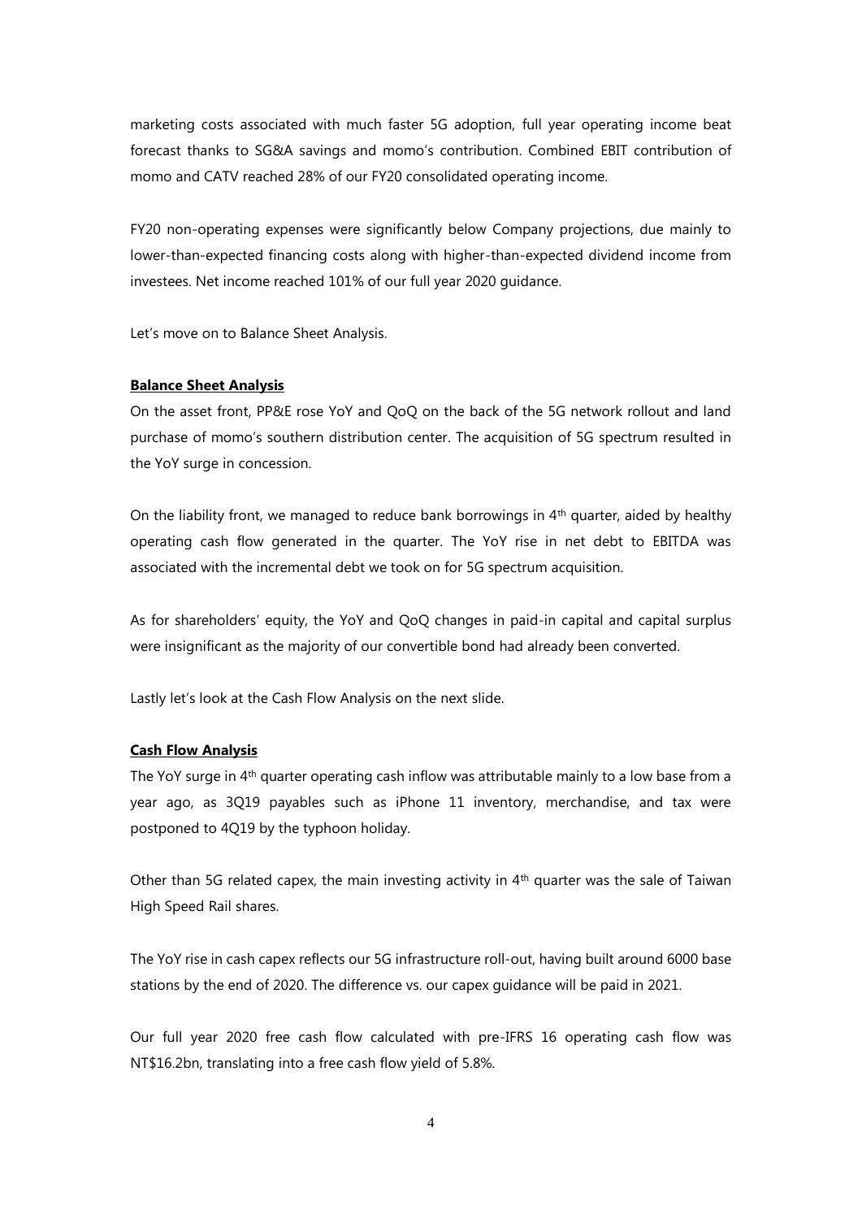marketing costs associated with much faster 5G adoption, full year operating income beat forecast thanks to SG&A savings and momo's contribution. Combined EBIT contribution of momo and CATV reached 28% of our FY20 consolidated operating income.

FY20 non-operating expenses were significantly below Company projections, due mainly to lower-than-expected financing costs along with higher-than-expected dividend income from investees. Net income reached 101% of our full year 2020 guidance.

Let's move on to Balance Sheet Analysis.

**Balance Sheet Analysis**

On the asset front, PP&E rose YoY and QoQ on the back of the 5G network rollout and land purchase of momo's southern distribution center. The acquisition of 5G spectrum resulted in the YoY surge in concession.

On the liability front, we managed to reduce bank borrowings in 4th quarter, aided by healthy operating cash flow generated in the quarter. The YoY rise in net debt to EBITDA was associated with the incremental debt we took on for 5G spectrum acquisition.

As for shareholders' equity, the YoY and QoQ changes in paid-in capital and capital surplus were insignificant as the majority of our convertible bond had already been converted.

Lastly let's look at the Cash Flow Analysis on the next slide.

**Cash Flow Analysis**

The YoY surge in 4th quarter operating cash inflow was attributable mainly to a low base from a year ago, as 3Q19 payables such as iPhone 11 inventory, merchandise, and tax were postponed to 4Q19 by the typhoon holiday.

Other than 5G related capex, the main investing activity in 4th quarter was the sale of Taiwan High Speed Rail shares.

The YoY rise in cash capex reflects our 5G infrastructure roll-out, having built around 6000 base stations by the end of 2020. The difference vs. our capex guidance will be paid in 2021.

Our full year 2020 free cash flow calculated with pre-IFRS 16 operating cash flow was NT$16.2bn, translating into a free cash flow yield of 5.8%.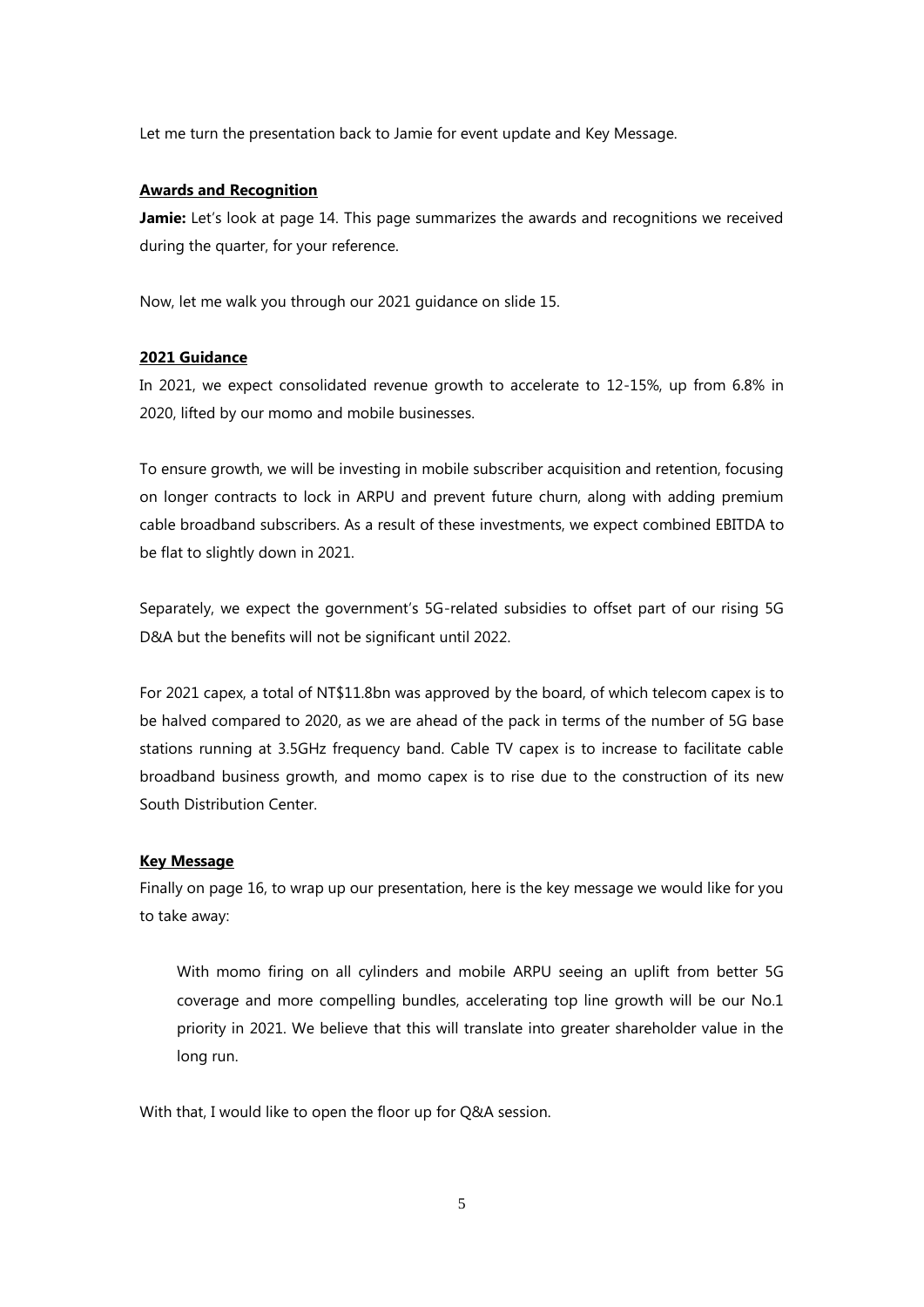Let me turn the presentation back to Jamie for event update and Key Message.

**Awards and Recognition**

**Jamie:** Let's look at page 14. This page summarizes the awards and recognitions we received during the quarter, for your reference.

Now, let me walk you through our 2021 guidance on slide 15.

**2021 Guidance**

In 2021, we expect consolidated revenue growth to accelerate to 12-15%, up from 6.8% in 2020, lifted by our momo and mobile businesses.

To ensure growth, we will be investing in mobile subscriber acquisition and retention, focusing on longer contracts to lock in ARPU and prevent future churn, along with adding premium cable broadband subscribers. As a result of these investments, we expect combined EBITDA to be flat to slightly down in 2021.

Separately, we expect the government's 5G-related subsidies to offset part of our rising 5G D&A but the benefits will not be significant until 2022.

For 2021 capex, a total of NT$11.8bn was approved by the board, of which telecom capex is to be halved compared to 2020, as we are ahead of the pack in terms of the number of 5G base stations running at 3.5GHz frequency band. Cable TV capex is to increase to facilitate cable broadband business growth, and momo capex is to rise due to the construction of its new South Distribution Center.

**Key Message**

Finally on page 16, to wrap up our presentation, here is the key message we would like for you to take away:

> With momo firing on all cylinders and mobile ARPU seeing an uplift from better 5G coverage and more compelling bundles, accelerating top line growth will be our No.1 priority in 2021. We believe that this will translate into greater shareholder value in the long run.

With that, I would like to open the floor up for Q&A session.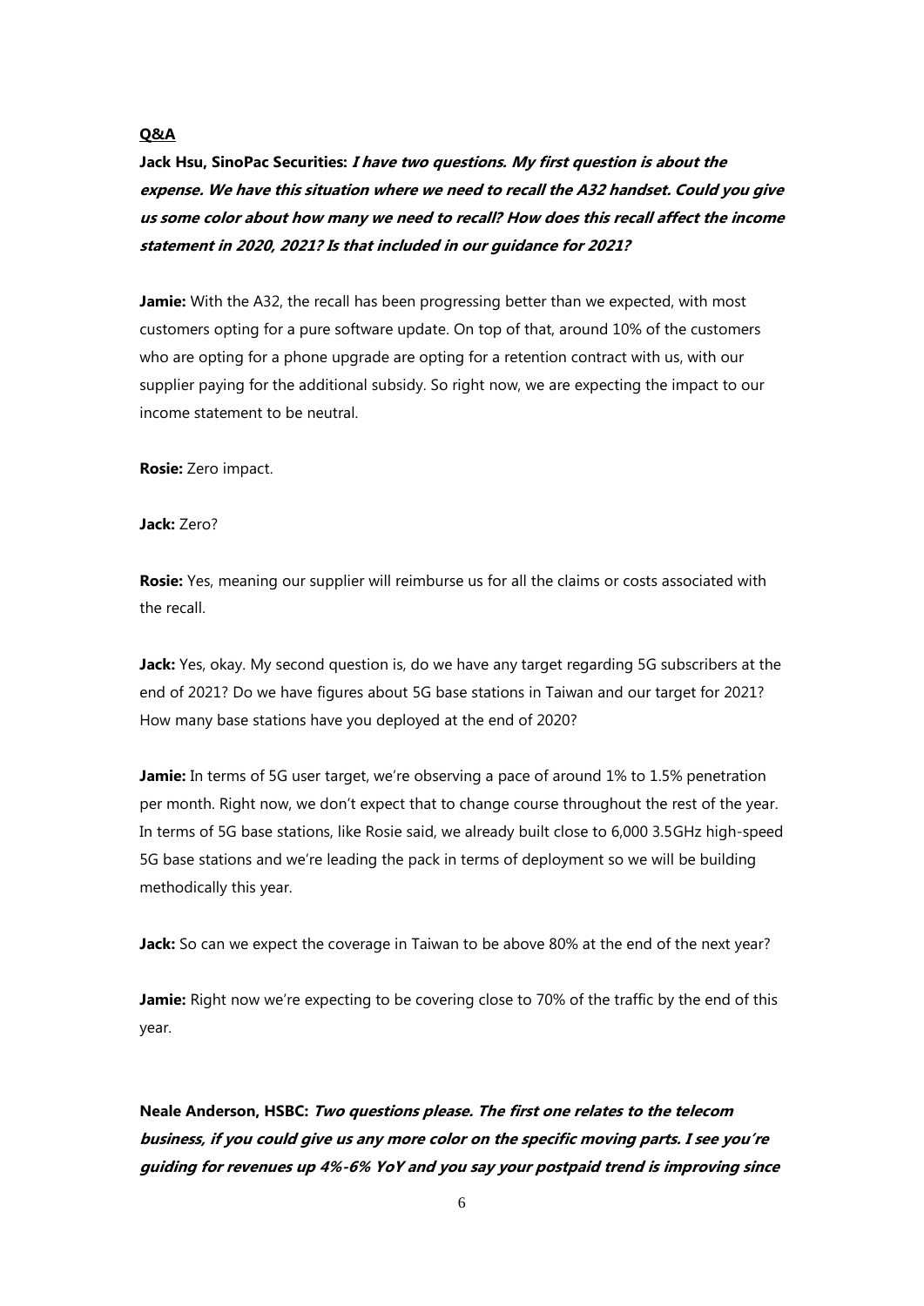**Q&A**

**Jack Hsu, SinoPac Securities:** ***I have two questions. My first question is about the expense. We have this situation where we need to recall the A32 handset. Could you give us some color about how many we need to recall? How does this recall affect the income statement in 2020, 2021? Is that included in our guidance for 2021?***

**Jamie:** With the A32, the recall has been progressing better than we expected, with most customers opting for a pure software update. On top of that, around 10% of the customers who are opting for a phone upgrade are opting for a retention contract with us, with our supplier paying for the additional subsidy. So right now, we are expecting the impact to our income statement to be neutral.

**Rosie:** Zero impact.

**Jack:** Zero?

**Rosie:** Yes, meaning our supplier will reimburse us for all the claims or costs associated with the recall.

**Jack:** Yes, okay. My second question is, do we have any target regarding 5G subscribers at the end of 2021? Do we have figures about 5G base stations in Taiwan and our target for 2021? How many base stations have you deployed at the end of 2020?

**Jamie:** In terms of 5G user target, we're observing a pace of around 1% to 1.5% penetration per month. Right now, we don't expect that to change course throughout the rest of the year. In terms of 5G base stations, like Rosie said, we already built close to 6,000 3.5GHz high-speed 5G base stations and we're leading the pack in terms of deployment so we will be building methodically this year.

**Jack:** So can we expect the coverage in Taiwan to be above 80% at the end of the next year?

**Jamie:** Right now we're expecting to be covering close to 70% of the traffic by the end of this year.

**Neale Anderson, HSBC:** ***Two questions please. The first one relates to the telecom business, if you could give us any more color on the specific moving parts. I see you're guiding for revenues up 4%-6% YoY and you say your postpaid trend is improving since***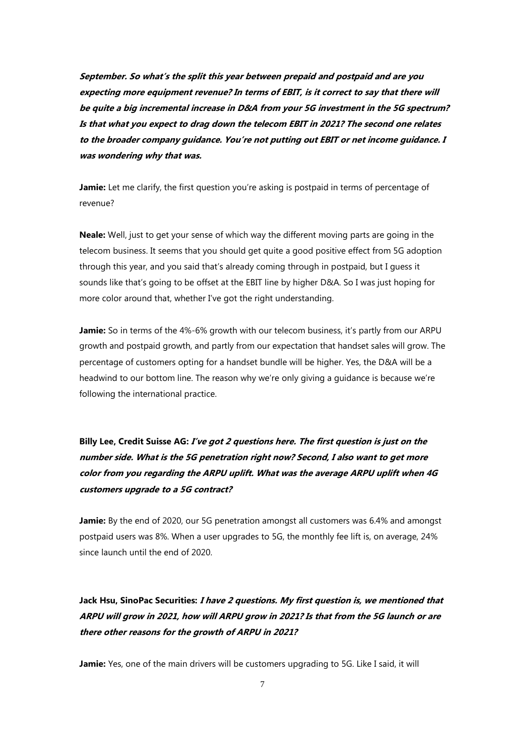***September. So what's the split this year between prepaid and postpaid and are you expecting more equipment revenue? In terms of EBIT, is it correct to say that there will be quite a big incremental increase in D&A from your 5G investment in the 5G spectrum? Is that what you expect to drag down the telecom EBIT in 2021? The second one relates to the broader company guidance. You're not putting out EBIT or net income guidance. I was wondering why that was.***

**Jamie:** Let me clarify, the first question you're asking is postpaid in terms of percentage of revenue?

**Neale:** Well, just to get your sense of which way the different moving parts are going in the telecom business. It seems that you should get quite a good positive effect from 5G adoption through this year, and you said that's already coming through in postpaid, but I guess it sounds like that's going to be offset at the EBIT line by higher D&A. So I was just hoping for more color around that, whether I've got the right understanding.

**Jamie:** So in terms of the 4%-6% growth with our telecom business, it's partly from our ARPU growth and postpaid growth, and partly from our expectation that handset sales will grow. The percentage of customers opting for a handset bundle will be higher. Yes, the D&A will be a headwind to our bottom line. The reason why we're only giving a guidance is because we're following the international practice.

**Billy Lee, Credit Suisse AG:** ***I've got 2 questions here. The first question is just on the number side. What is the 5G penetration right now? Second, I also want to get more color from you regarding the ARPU uplift. What was the average ARPU uplift when 4G customers upgrade to a 5G contract?***

**Jamie:** By the end of 2020, our 5G penetration amongst all customers was 6.4% and amongst postpaid users was 8%. When a user upgrades to 5G, the monthly fee lift is, on average, 24% since launch until the end of 2020.

**Jack Hsu, SinoPac Securities:** ***I have 2 questions. My first question is, we mentioned that ARPU will grow in 2021, how will ARPU grow in 2021? Is that from the 5G launch or are there other reasons for the growth of ARPU in 2021?***

**Jamie:** Yes, one of the main drivers will be customers upgrading to 5G. Like I said, it will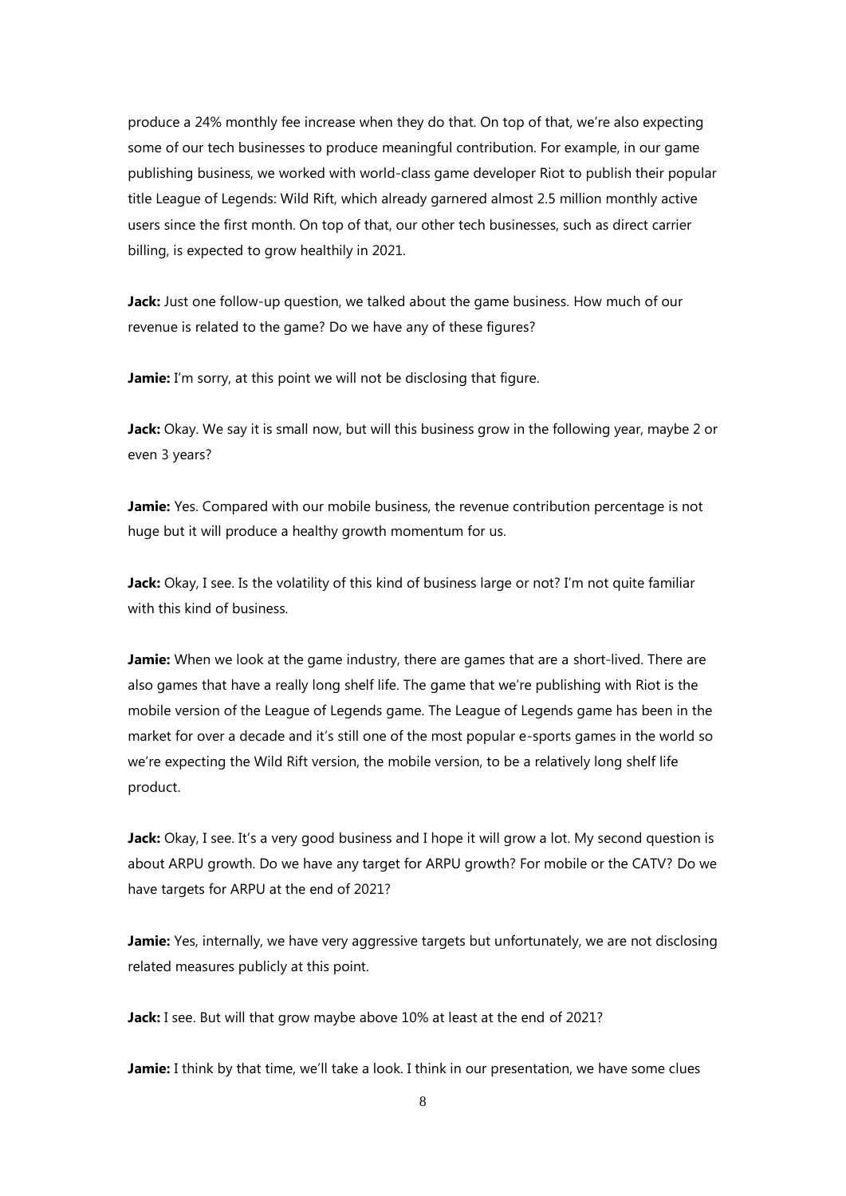produce a 24% monthly fee increase when they do that. On top of that, we're also expecting some of our tech businesses to produce meaningful contribution. For example, in our game publishing business, we worked with world-class game developer Riot to publish their popular title League of Legends: Wild Rift, which already garnered almost 2.5 million monthly active users since the first month. On top of that, our other tech businesses, such as direct carrier billing, is expected to grow healthily in 2021.

**Jack:** Just one follow-up question, we talked about the game business. How much of our revenue is related to the game? Do we have any of these figures?

**Jamie:** I'm sorry, at this point we will not be disclosing that figure.

**Jack:** Okay. We say it is small now, but will this business grow in the following year, maybe 2 or even 3 years?

**Jamie:** Yes. Compared with our mobile business, the revenue contribution percentage is not huge but it will produce a healthy growth momentum for us.

**Jack:** Okay, I see. Is the volatility of this kind of business large or not? I'm not quite familiar with this kind of business.

**Jamie:** When we look at the game industry, there are games that are a short-lived. There are also games that have a really long shelf life. The game that we're publishing with Riot is the mobile version of the League of Legends game. The League of Legends game has been in the market for over a decade and it's still one of the most popular e-sports games in the world so we're expecting the Wild Rift version, the mobile version, to be a relatively long shelf life product.

**Jack:** Okay, I see. It's a very good business and I hope it will grow a lot. My second question is about ARPU growth. Do we have any target for ARPU growth? For mobile or the CATV? Do we have targets for ARPU at the end of 2021?

**Jamie:** Yes, internally, we have very aggressive targets but unfortunately, we are not disclosing related measures publicly at this point.

**Jack:** I see. But will that grow maybe above 10% at least at the end of 2021?

**Jamie:** I think by that time, we'll take a look. I think in our presentation, we have some clues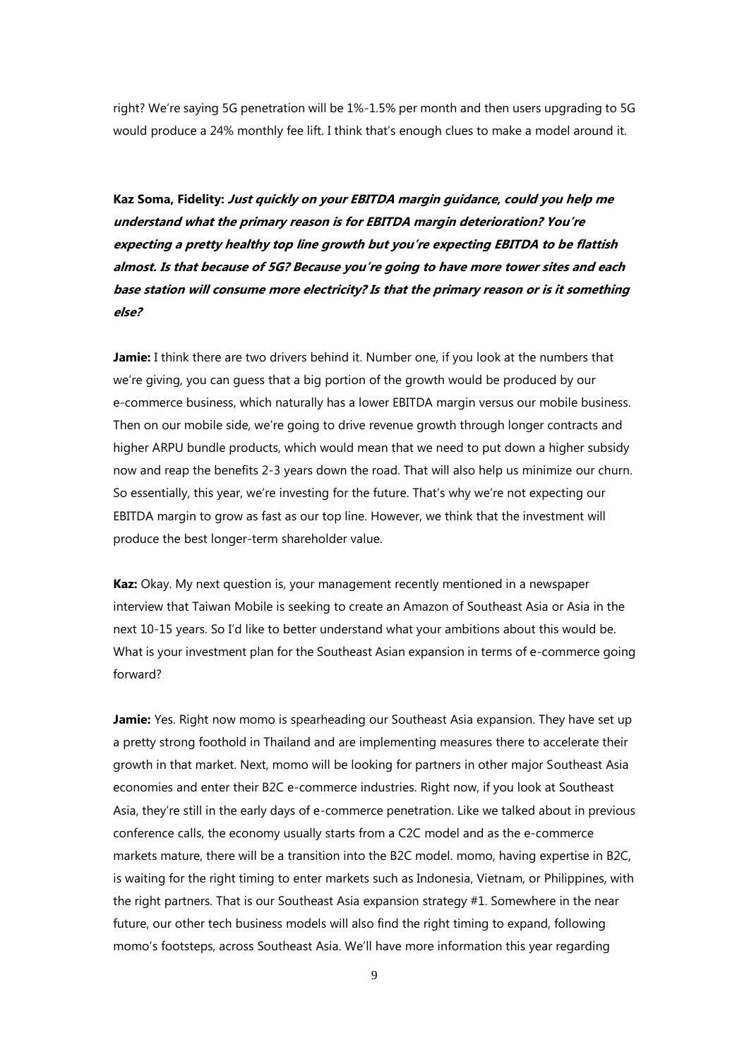right? We're saying 5G penetration will be 1%-1.5% per month and then users upgrading to 5G would produce a 24% monthly fee lift. I think that's enough clues to make a model around it.

**Kaz Soma, Fidelity:** ***Just quickly on your EBITDA margin guidance, could you help me understand what the primary reason is for EBITDA margin deterioration? You're expecting a pretty healthy top line growth but you're expecting EBITDA to be flattish almost. Is that because of 5G? Because you're going to have more tower sites and each base station will consume more electricity? Is that the primary reason or is it something else?***

**Jamie:** I think there are two drivers behind it. Number one, if you look at the numbers that we're giving, you can guess that a big portion of the growth would be produced by our e-commerce business, which naturally has a lower EBITDA margin versus our mobile business. Then on our mobile side, we're going to drive revenue growth through longer contracts and higher ARPU bundle products, which would mean that we need to put down a higher subsidy now and reap the benefits 2-3 years down the road. That will also help us minimize our churn. So essentially, this year, we're investing for the future. That's why we're not expecting our EBITDA margin to grow as fast as our top line. However, we think that the investment will produce the best longer-term shareholder value.

**Kaz:** Okay. My next question is, your management recently mentioned in a newspaper interview that Taiwan Mobile is seeking to create an Amazon of Southeast Asia or Asia in the next 10-15 years. So I'd like to better understand what your ambitions about this would be. What is your investment plan for the Southeast Asian expansion in terms of e-commerce going forward?

**Jamie:** Yes. Right now momo is spearheading our Southeast Asia expansion. They have set up a pretty strong foothold in Thailand and are implementing measures there to accelerate their growth in that market. Next, momo will be looking for partners in other major Southeast Asia economies and enter their B2C e-commerce industries. Right now, if you look at Southeast Asia, they're still in the early days of e-commerce penetration. Like we talked about in previous conference calls, the economy usually starts from a C2C model and as the e-commerce markets mature, there will be a transition into the B2C model. momo, having expertise in B2C, is waiting for the right timing to enter markets such as Indonesia, Vietnam, or Philippines, with the right partners. That is our Southeast Asia expansion strategy #1. Somewhere in the near future, our other tech business models will also find the right timing to expand, following momo's footsteps, across Southeast Asia. We'll have more information this year regarding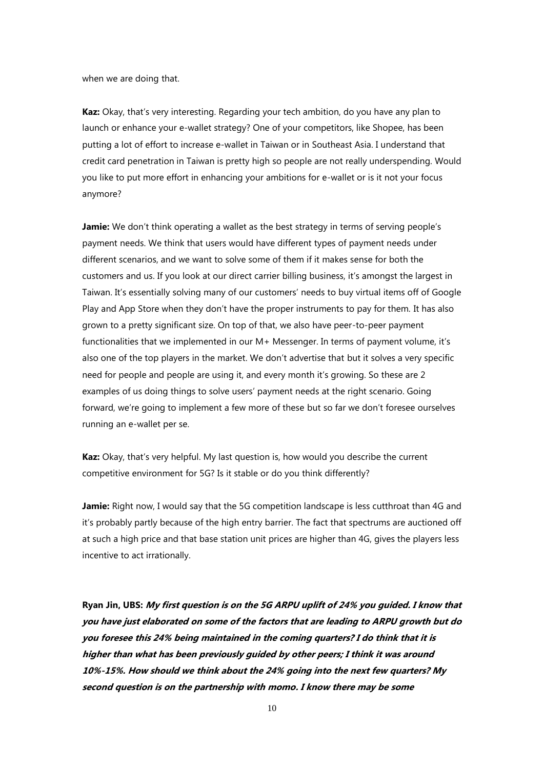when we are doing that.

**Kaz:** Okay, that's very interesting. Regarding your tech ambition, do you have any plan to launch or enhance your e-wallet strategy? One of your competitors, like Shopee, has been putting a lot of effort to increase e-wallet in Taiwan or in Southeast Asia. I understand that credit card penetration in Taiwan is pretty high so people are not really underspending. Would you like to put more effort in enhancing your ambitions for e-wallet or is it not your focus anymore?

**Jamie:** We don't think operating a wallet as the best strategy in terms of serving people's payment needs. We think that users would have different types of payment needs under different scenarios, and we want to solve some of them if it makes sense for both the customers and us. If you look at our direct carrier billing business, it's amongst the largest in Taiwan. It's essentially solving many of our customers' needs to buy virtual items off of Google Play and App Store when they don't have the proper instruments to pay for them. It has also grown to a pretty significant size. On top of that, we also have peer-to-peer payment functionalities that we implemented in our M+ Messenger. In terms of payment volume, it's also one of the top players in the market. We don't advertise that but it solves a very specific need for people and people are using it, and every month it's growing. So these are 2 examples of us doing things to solve users' payment needs at the right scenario. Going forward, we're going to implement a few more of these but so far we don't foresee ourselves running an e-wallet per se.

**Kaz:** Okay, that's very helpful. My last question is, how would you describe the current competitive environment for 5G? Is it stable or do you think differently?

**Jamie:** Right now, I would say that the 5G competition landscape is less cutthroat than 4G and it's probably partly because of the high entry barrier. The fact that spectrums are auctioned off at such a high price and that base station unit prices are higher than 4G, gives the players less incentive to act irrationally.

**Ryan Jin, UBS:** ***My first question is on the 5G ARPU uplift of 24% you guided. I know that you have just elaborated on some of the factors that are leading to ARPU growth but do you foresee this 24% being maintained in the coming quarters? I do think that it is higher than what has been previously guided by other peers; I think it was around 10%-15%. How should we think about the 24% going into the next few quarters? My second question is on the partnership with momo. I know there may be some***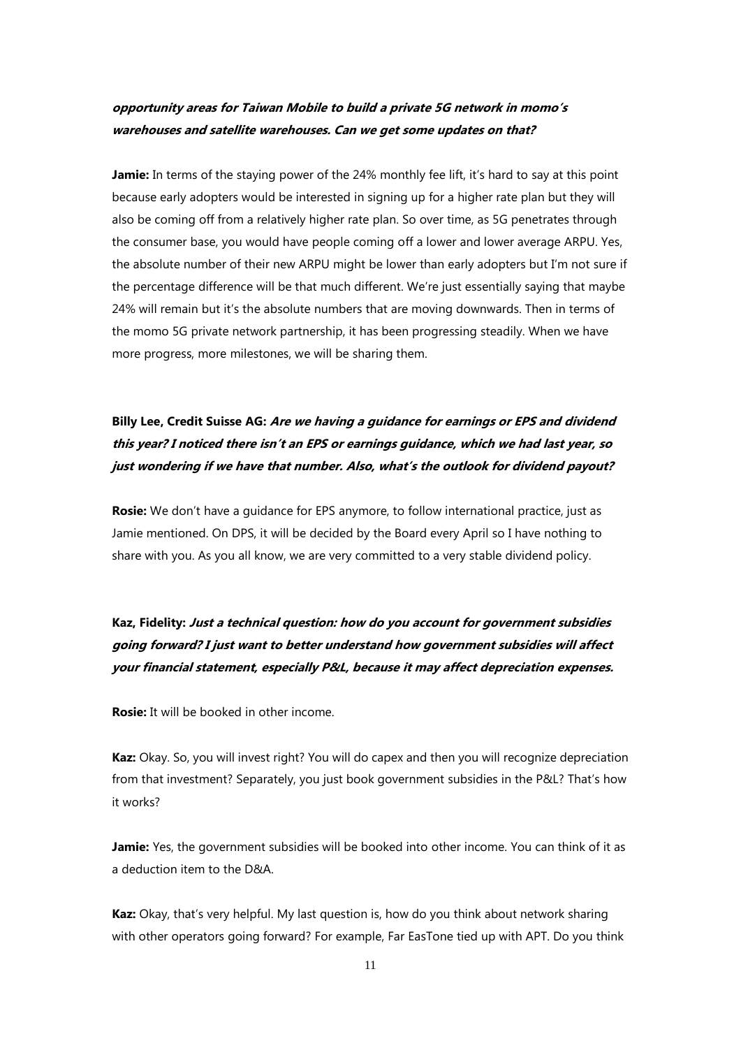***opportunity areas for Taiwan Mobile to build a private 5G network in momo's warehouses and satellite warehouses. Can we get some updates on that?***

**Jamie:** In terms of the staying power of the 24% monthly fee lift, it's hard to say at this point because early adopters would be interested in signing up for a higher rate plan but they will also be coming off from a relatively higher rate plan. So over time, as 5G penetrates through the consumer base, you would have people coming off a lower and lower average ARPU. Yes, the absolute number of their new ARPU might be lower than early adopters but I'm not sure if the percentage difference will be that much different. We're just essentially saying that maybe 24% will remain but it's the absolute numbers that are moving downwards. Then in terms of the momo 5G private network partnership, it has been progressing steadily. When we have more progress, more milestones, we will be sharing them.

**Billy Lee, Credit Suisse AG:** ***Are we having a guidance for earnings or EPS and dividend this year? I noticed there isn't an EPS or earnings guidance, which we had last year, so just wondering if we have that number. Also, what's the outlook for dividend payout?***

**Rosie:** We don't have a guidance for EPS anymore, to follow international practice, just as Jamie mentioned. On DPS, it will be decided by the Board every April so I have nothing to share with you. As you all know, we are very committed to a very stable dividend policy.

**Kaz, Fidelity:** ***Just a technical question: how do you account for government subsidies going forward? I just want to better understand how government subsidies will affect your financial statement, especially P&L, because it may affect depreciation expenses.***

**Rosie:** It will be booked in other income.

**Kaz:** Okay. So, you will invest right? You will do capex and then you will recognize depreciation from that investment? Separately, you just book government subsidies in the P&L? That's how it works?

**Jamie:** Yes, the government subsidies will be booked into other income. You can think of it as a deduction item to the D&A.

**Kaz:** Okay, that's very helpful. My last question is, how do you think about network sharing with other operators going forward? For example, Far EasTone tied up with APT. Do you think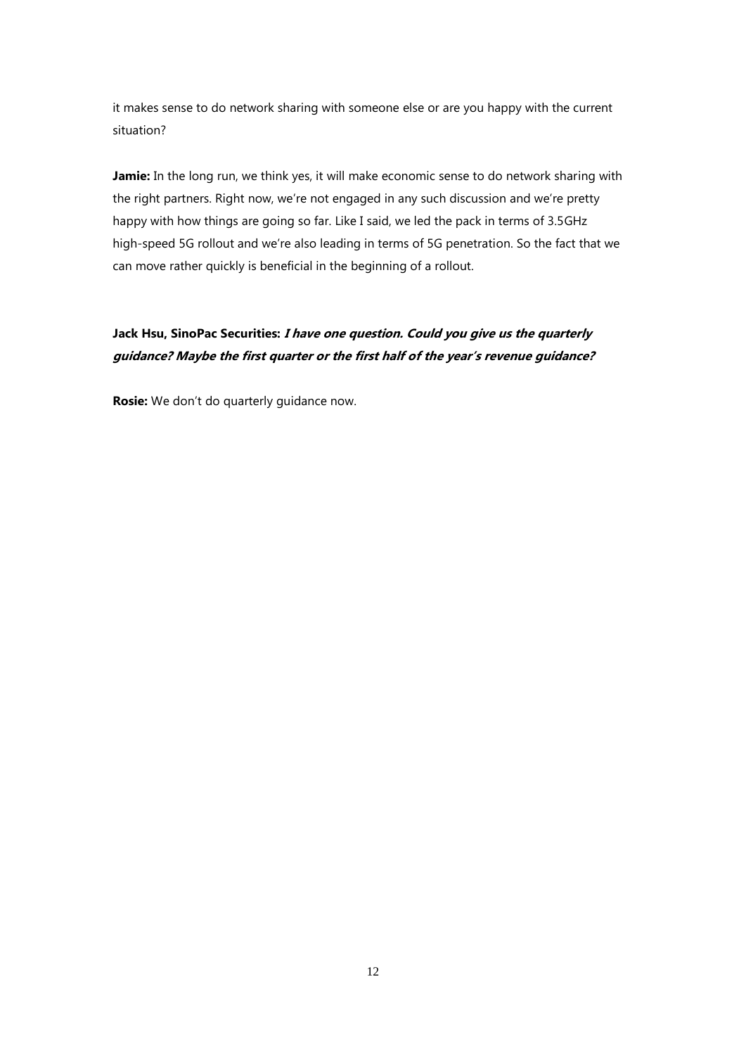it makes sense to do network sharing with someone else or are you happy with the current situation?

**Jamie:** In the long run, we think yes, it will make economic sense to do network sharing with the right partners. Right now, we're not engaged in any such discussion and we're pretty happy with how things are going so far. Like I said, we led the pack in terms of 3.5GHz high-speed 5G rollout and we're also leading in terms of 5G penetration. So the fact that we can move rather quickly is beneficial in the beginning of a rollout.

**Jack Hsu, SinoPac Securities:** ***I have one question. Could you give us the quarterly guidance? Maybe the first quarter or the first half of the year's revenue guidance?***

**Rosie:** We don't do quarterly guidance now.